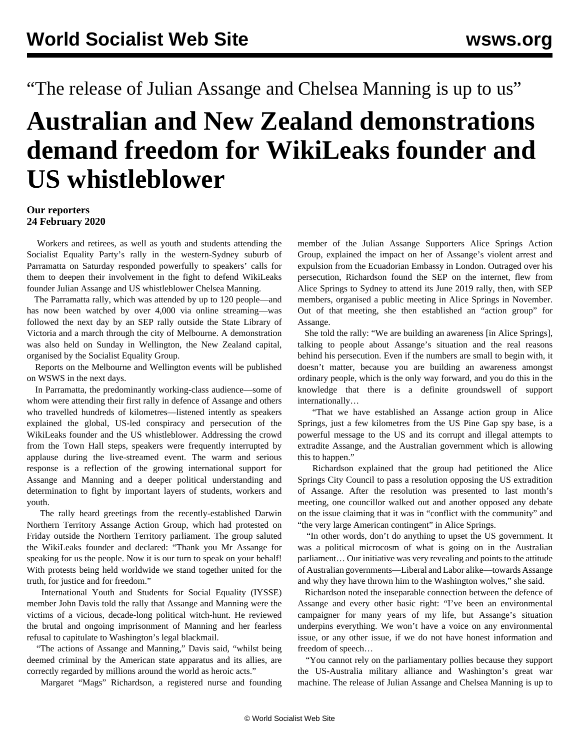“The release of Julian Assange and Chelsea Manning is up to us”

# Australian and New Zealand demonstrations demand freedom for WikiLeaks founder and US whistleblower

**Our reporters**
**24 February 2020**

Workers and retirees, as well as youth and students attending the Socialist Equality Party’s rally in the western-Sydney suburb of Parramatta on Saturday responded powerfully to speakers’ calls for them to deepen their involvement in the fight to defend WikiLeaks founder Julian Assange and US whistleblower Chelsea Manning.

The Parramatta rally, which was attended by up to 120 people—and has now been watched by over 4,000 via online streaming—was followed the next day by an SEP rally outside the State Library of Victoria and a march through the city of Melbourne. A demonstration was also held on Sunday in Wellington, the New Zealand capital, organised by the Socialist Equality Group.

Reports on the Melbourne and Wellington events will be published on WSWS in the next days.

In Parramatta, the predominantly working-class audience—some of whom were attending their first rally in defence of Assange and others who travelled hundreds of kilometres—listened intently as speakers explained the global, US-led conspiracy and persecution of the WikiLeaks founder and the US whistleblower. Addressing the crowd from the Town Hall steps, speakers were frequently interrupted by applause during the live-streamed event. The warm and serious response is a reflection of the growing international support for Assange and Manning and a deeper political understanding and determination to fight by important layers of students, workers and youth.

The rally heard greetings from the recently-established Darwin Northern Territory Assange Action Group, which had protested on Friday outside the Northern Territory parliament. The group saluted the WikiLeaks founder and declared: “Thank you Mr Assange for speaking for us the people. Now it is our turn to speak on your behalf! With protests being held worldwide we stand together united for the truth, for justice and for freedom.”

International Youth and Students for Social Equality (IYSSE) member John Davis told the rally that Assange and Manning were the victims of a vicious, decade-long political witch-hunt. He reviewed the brutal and ongoing imprisonment of Manning and her fearless refusal to capitulate to Washington’s legal blackmail.

“The actions of Assange and Manning,” Davis said, “whilst being deemed criminal by the American state apparatus and its allies, are correctly regarded by millions around the world as heroic acts.”

Margaret “Mags” Richardson, a registered nurse and founding member of the Julian Assange Supporters Alice Springs Action Group, explained the impact on her of Assange’s violent arrest and expulsion from the Ecuadorian Embassy in London. Outraged over his persecution, Richardson found the SEP on the internet, flew from Alice Springs to Sydney to attend its June 2019 rally, then, with SEP members, organised a public meeting in Alice Springs in November. Out of that meeting, she then established an “action group” for Assange.

She told the rally: “We are building an awareness [in Alice Springs], talking to people about Assange’s situation and the real reasons behind his persecution. Even if the numbers are small to begin with, it doesn’t matter, because you are building an awareness amongst ordinary people, which is the only way forward, and you do this in the knowledge that there is a definite groundswell of support internationally…

“That we have established an Assange action group in Alice Springs, just a few kilometres from the US Pine Gap spy base, is a powerful message to the US and its corrupt and illegal attempts to extradite Assange, and the Australian government which is allowing this to happen.”

Richardson explained that the group had petitioned the Alice Springs City Council to pass a resolution opposing the US extradition of Assange. After the resolution was presented to last month’s meeting, one councillor walked out and another opposed any debate on the issue claiming that it was in “conflict with the community” and “the very large American contingent” in Alice Springs.

“In other words, don’t do anything to upset the US government. It was a political microcosm of what is going on in the Australian parliament… Our initiative was very revealing and points to the attitude of Australian governments—Liberal and Labor alike—towards Assange and why they have thrown him to the Washington wolves,” she said.

Richardson noted the inseparable connection between the defence of Assange and every other basic right: “I’ve been an environmental campaigner for many years of my life, but Assange’s situation underpins everything. We won’t have a voice on any environmental issue, or any other issue, if we do not have honest information and freedom of speech…

“You cannot rely on the parliamentary pollies because they support the US-Australia military alliance and Washington’s great war machine. The release of Julian Assange and Chelsea Manning is up to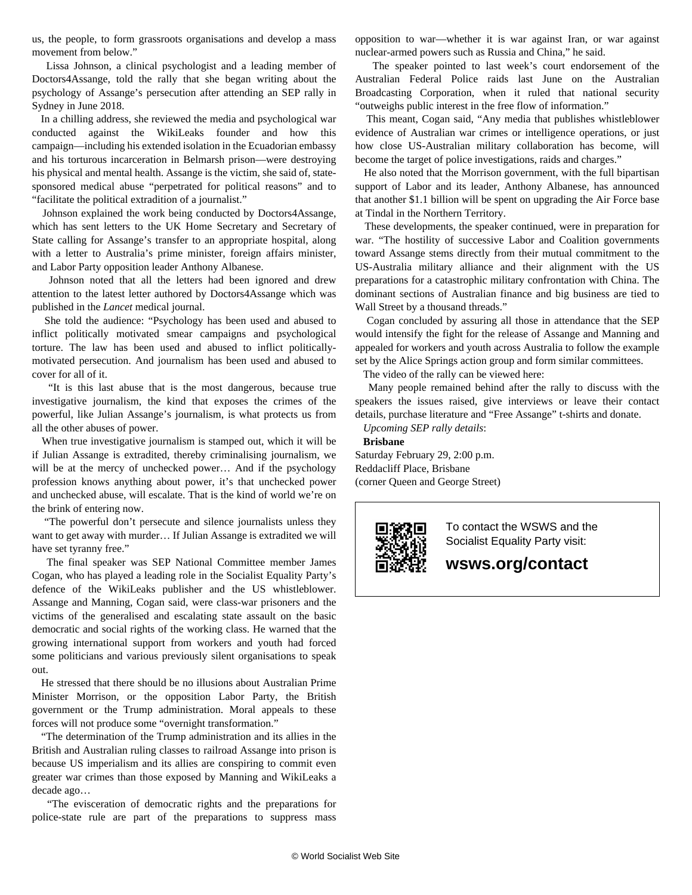us, the people, to form grassroots organisations and develop a mass movement from below."

Lissa Johnson, a clinical psychologist and a leading member of Doctors4Assange, told the rally that she began writing about the psychology of Assange's persecution after attending an SEP rally in Sydney in June 2018.

In a chilling address, she reviewed the media and psychological war conducted against the WikiLeaks founder and how this campaign—including his extended isolation in the Ecuadorian embassy and his torturous incarceration in Belmarsh prison—were destroying his physical and mental health. Assange is the victim, she said of, state-sponsored medical abuse "perpetrated for political reasons" and to "facilitate the political extradition of a journalist."

Johnson explained the work being conducted by Doctors4Assange, which has sent letters to the UK Home Secretary and Secretary of State calling for Assange's transfer to an appropriate hospital, along with a letter to Australia's prime minister, foreign affairs minister, and Labor Party opposition leader Anthony Albanese.

Johnson noted that all the letters had been ignored and drew attention to the latest letter authored by Doctors4Assange which was published in the *Lancet* medical journal.

She told the audience: "Psychology has been used and abused to inflict politically motivated smear campaigns and psychological torture. The law has been used and abused to inflict politically-motivated persecution. And journalism has been used and abused to cover for all of it.

"It is this last abuse that is the most dangerous, because true investigative journalism, the kind that exposes the crimes of the powerful, like Julian Assange's journalism, is what protects us from all the other abuses of power.

When true investigative journalism is stamped out, which it will be if Julian Assange is extradited, thereby criminalising journalism, we will be at the mercy of unchecked power… And if the psychology profession knows anything about power, it's that unchecked power and unchecked abuse, will escalate. That is the kind of world we're on the brink of entering now.

"The powerful don't persecute and silence journalists unless they want to get away with murder… If Julian Assange is extradited we will have set tyranny free."

The final speaker was SEP National Committee member James Cogan, who has played a leading role in the Socialist Equality Party's defence of the WikiLeaks publisher and the US whistleblower. Assange and Manning, Cogan said, were class-war prisoners and the victims of the generalised and escalating state assault on the basic democratic and social rights of the working class. He warned that the growing international support from workers and youth had forced some politicians and various previously silent organisations to speak out.

He stressed that there should be no illusions about Australian Prime Minister Morrison, or the opposition Labor Party, the British government or the Trump administration. Moral appeals to these forces will not produce some "overnight transformation."

"The determination of the Trump administration and its allies in the British and Australian ruling classes to railroad Assange into prison is because US imperialism and its allies are conspiring to commit even greater war crimes than those exposed by Manning and WikiLeaks a decade ago…

"The evisceration of democratic rights and the preparations for police-state rule are part of the preparations to suppress mass opposition to war—whether it is war against Iran, or war against nuclear-armed powers such as Russia and China," he said.

The speaker pointed to last week's court endorsement of the Australian Federal Police raids last June on the Australian Broadcasting Corporation, when it ruled that national security "outweighs public interest in the free flow of information."

This meant, Cogan said, "Any media that publishes whistleblower evidence of Australian war crimes or intelligence operations, or just how close US-Australian military collaboration has become, will become the target of police investigations, raids and charges."

He also noted that the Morrison government, with the full bipartisan support of Labor and its leader, Anthony Albanese, has announced that another $1.1 billion will be spent on upgrading the Air Force base at Tindal in the Northern Territory.

These developments, the speaker continued, were in preparation for war. "The hostility of successive Labor and Coalition governments toward Assange stems directly from their mutual commitment to the US-Australia military alliance and their alignment with the US preparations for a catastrophic military confrontation with China. The dominant sections of Australian finance and big business are tied to Wall Street by a thousand threads."

Cogan concluded by assuring all those in attendance that the SEP would intensify the fight for the release of Assange and Manning and appealed for workers and youth across Australia to follow the example set by the Alice Springs action group and form similar committees.

The video of the rally can be viewed here:

Many people remained behind after the rally to discuss with the speakers the issues raised, give interviews or leave their contact details, purchase literature and "Free Assange" t-shirts and donate.

*Upcoming SEP rally details*:

**Brisbane**

Saturday February 29, 2:00 p.m.
Reddacliff Place, Brisbane
(corner Queen and George Street)

To contact the WSWS and the Socialist Equality Party visit:

**wsws.org/contact**